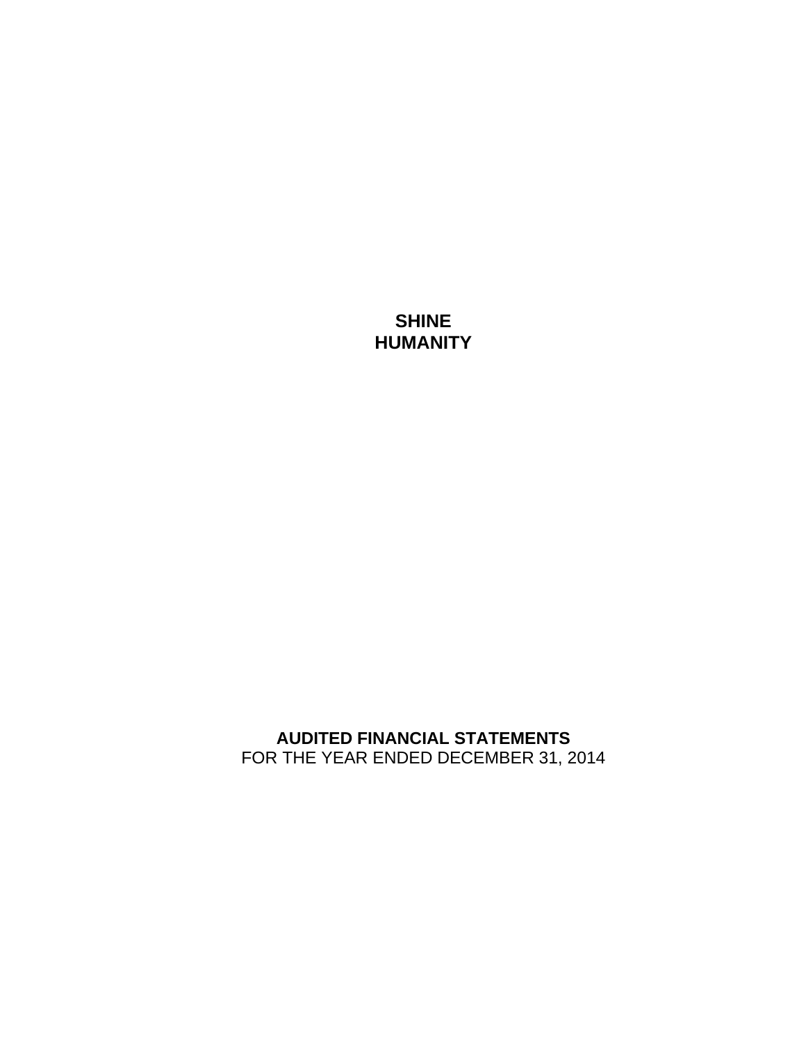# SHINE HUMANITY

**AUDITED FINANCIAL STATEMENTS**

FOR THE YEAR ENDED DECEMBER 31, 2014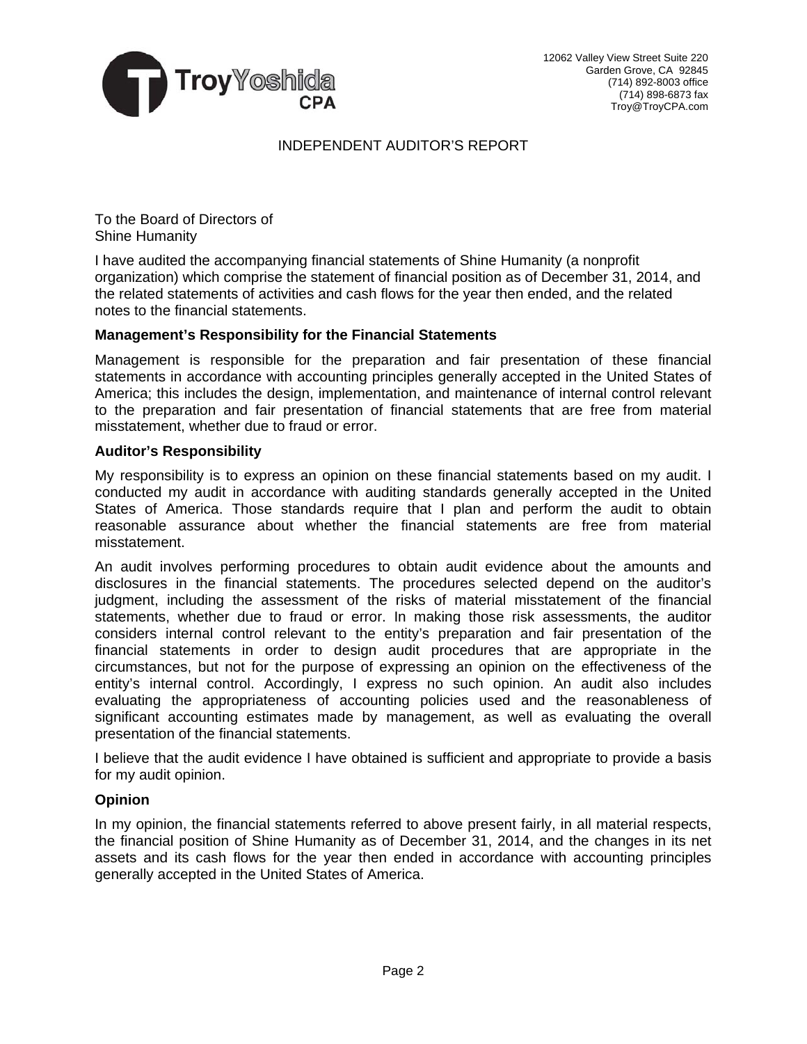12062 Valley View Street Suite 220
Garden Grove, CA 92845
(714) 892-8003 office
(714) 898-6873 fax
Troy@TroyCPA.com

# INDEPENDENT AUDITOR'S REPORT

To the Board of Directors of
Shine Humanity

I have audited the accompanying financial statements of Shine Humanity (a nonprofit organization) which comprise the statement of financial position as of December 31, 2014, and the related statements of activities and cash flows for the year then ended, and the related notes to the financial statements.

**Management's Responsibility for the Financial Statements**

Management is responsible for the preparation and fair presentation of these financial statements in accordance with accounting principles generally accepted in the United States of America; this includes the design, implementation, and maintenance of internal control relevant to the preparation and fair presentation of financial statements that are free from material misstatement, whether due to fraud or error.

**Auditor's Responsibility**

My responsibility is to express an opinion on these financial statements based on my audit. I conducted my audit in accordance with auditing standards generally accepted in the United States of America. Those standards require that I plan and perform the audit to obtain reasonable assurance about whether the financial statements are free from material misstatement.

An audit involves performing procedures to obtain audit evidence about the amounts and disclosures in the financial statements. The procedures selected depend on the auditor's judgment, including the assessment of the risks of material misstatement of the financial statements, whether due to fraud or error. In making those risk assessments, the auditor considers internal control relevant to the entity's preparation and fair presentation of the financial statements in order to design audit procedures that are appropriate in the circumstances, but not for the purpose of expressing an opinion on the effectiveness of the entity's internal control. Accordingly, I express no such opinion. An audit also includes evaluating the appropriateness of accounting policies used and the reasonableness of significant accounting estimates made by management, as well as evaluating the overall presentation of the financial statements.

I believe that the audit evidence I have obtained is sufficient and appropriate to provide a basis for my audit opinion.

**Opinion**

In my opinion, the financial statements referred to above present fairly, in all material respects, the financial position of Shine Humanity as of December 31, 2014, and the changes in its net assets and its cash flows for the year then ended in accordance with accounting principles generally accepted in the United States of America.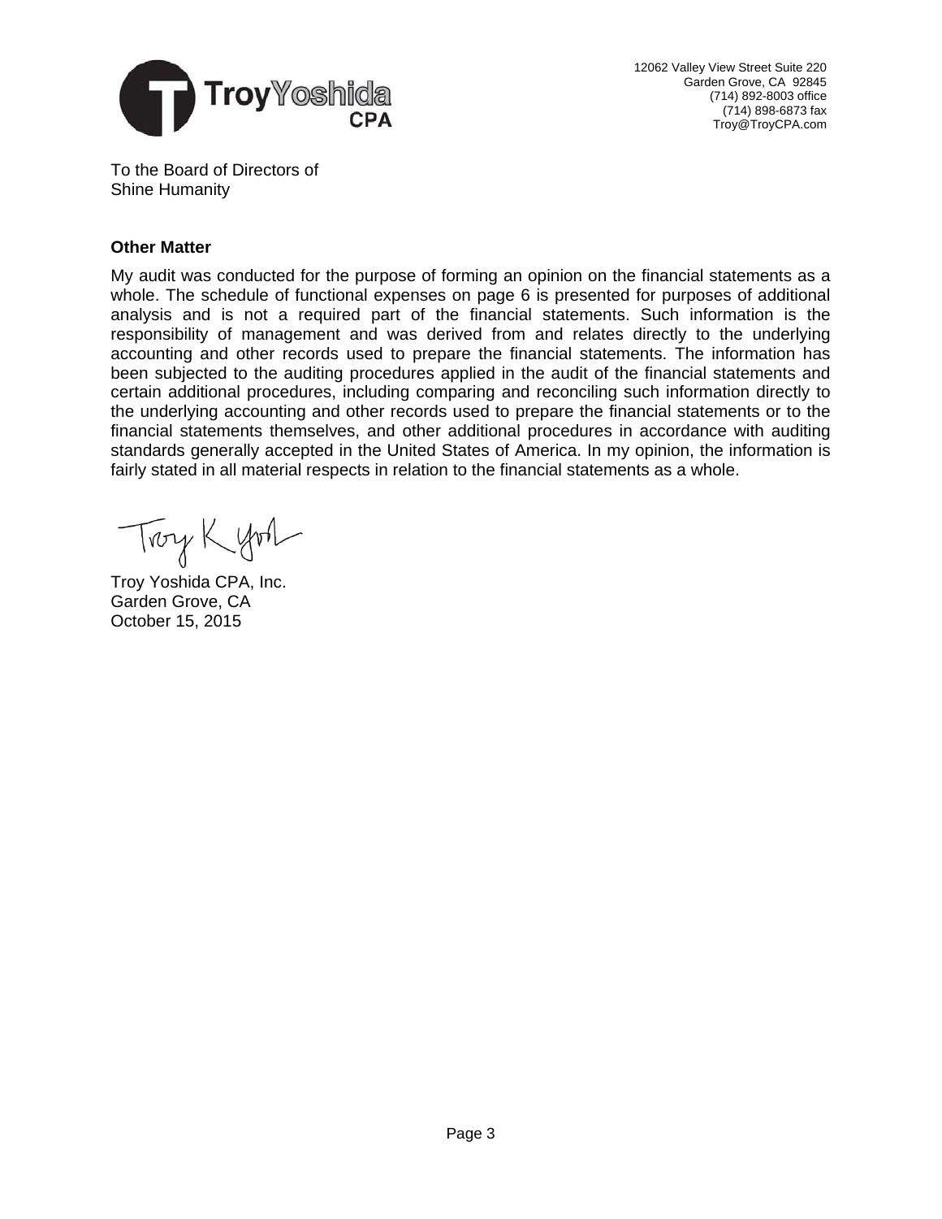12062 Valley View Street Suite 220
Garden Grove, CA 92845
(714) 892-8003 office
(714) 898-6873 fax
Troy@TroyCPA.com

To the Board of Directors of
Shine Humanity

**Other Matter**

My audit was conducted for the purpose of forming an opinion on the financial statements as a whole. The schedule of functional expenses on page 6 is presented for purposes of additional analysis and is not a required part of the financial statements. Such information is the responsibility of management and was derived from and relates directly to the underlying accounting and other records used to prepare the financial statements. The information has been subjected to the auditing procedures applied in the audit of the financial statements and certain additional procedures, including comparing and reconciling such information directly to the underlying accounting and other records used to prepare the financial statements or to the financial statements themselves, and other additional procedures in accordance with auditing standards generally accepted in the United States of America. In my opinion, the information is fairly stated in all material respects in relation to the financial statements as a whole.

Troy Yoshida CPA, Inc.
Garden Grove, CA
October 15, 2015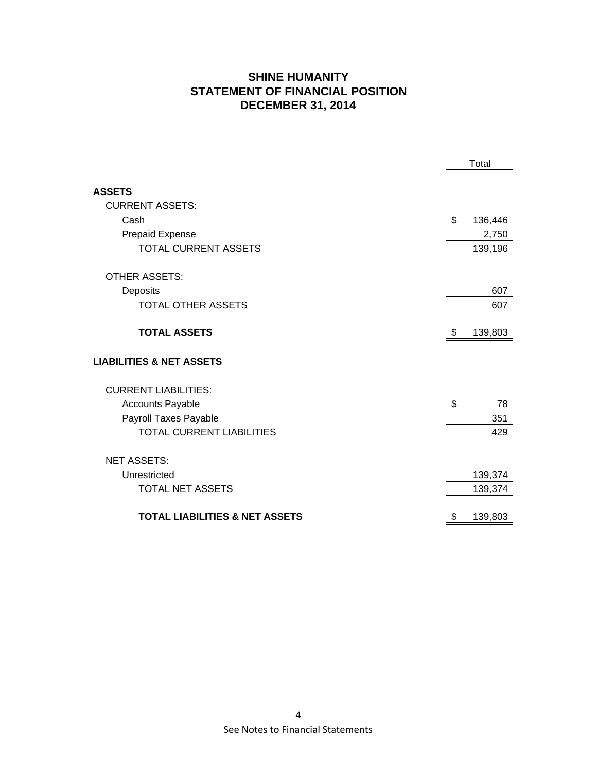# SHINE HUMANITY
## STATEMENT OF FINANCIAL POSITION
## DECEMBER 31, 2014

| | Total |
|---|---|
| **ASSETS** | |
| CURRENT ASSETS: | |
| Cash | $ 136,446 |
| Prepaid Expense | 2,750 |
| TOTAL CURRENT ASSETS | 139,196 |
| | |
| OTHER ASSETS: | |
| Deposits | 607 |
| TOTAL OTHER ASSETS | 607 |
| | |
| **TOTAL ASSETS** | $ 139,803 |
| | |
| **LIABILITIES & NET ASSETS** | |
| | |
| CURRENT LIABILITIES: | |
| Accounts Payable | $ 78 |
| Payroll Taxes Payable | 351 |
| TOTAL CURRENT LIABILITIES | 429 |
| | |
| NET ASSETS: | |
| Unrestricted | 139,374 |
| TOTAL NET ASSETS | 139,374 |
| | |
| **TOTAL LIABILITIES & NET ASSETS** | $ 139,803 |

See Notes to Financial Statements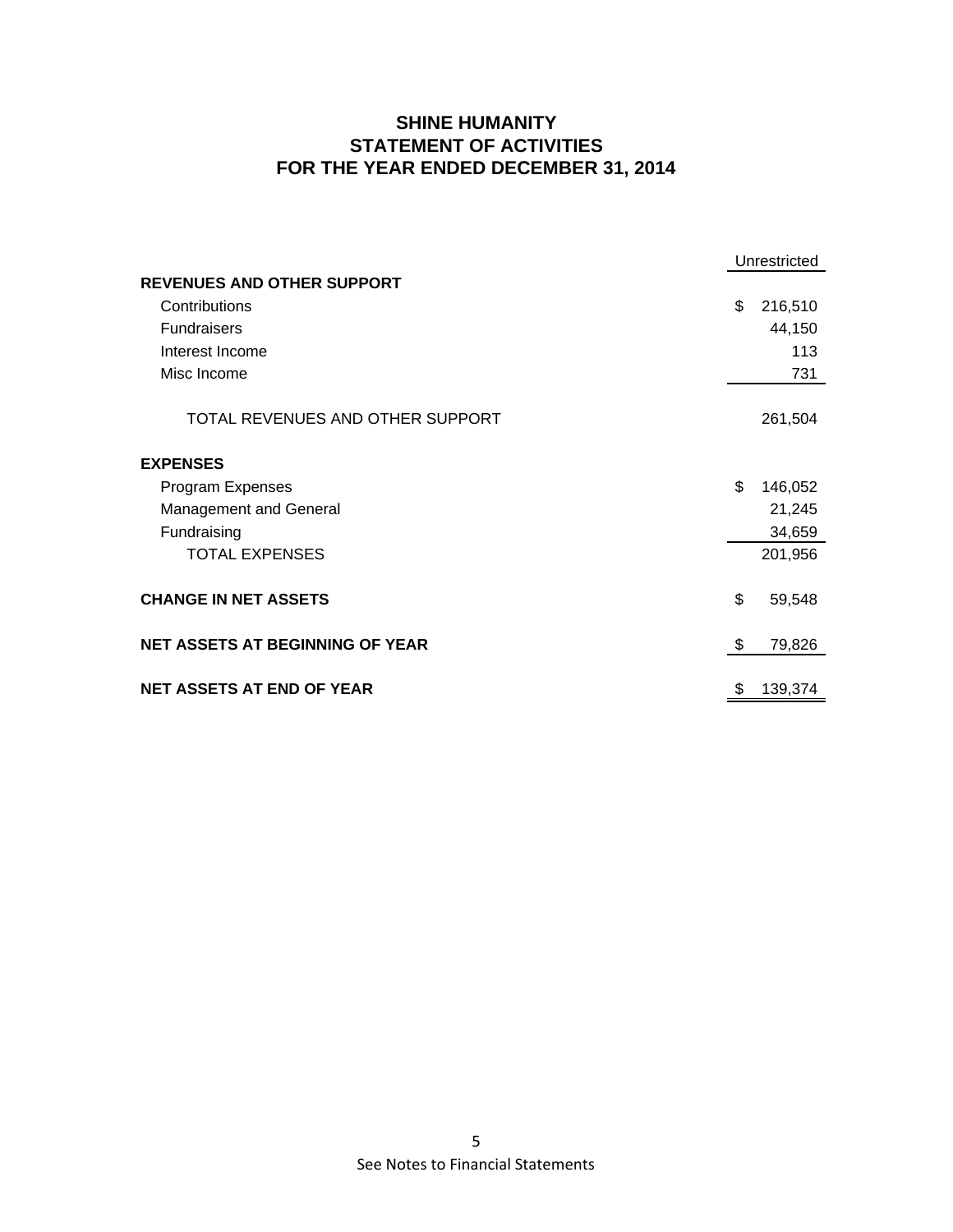# SHINE HUMANITY
## STATEMENT OF ACTIVITIES
## FOR THE YEAR ENDED DECEMBER 31, 2014

| | Unrestricted |
|---|---|
| **REVENUES AND OTHER SUPPORT** | |
| Contributions | $ 216,510 |
| Fundraisers | 44,150 |
| Interest Income | 113 |
| Misc Income | 731 |
| TOTAL REVENUES AND OTHER SUPPORT | 261,504 |
| **EXPENSES** | |
| Program Expenses | $ 146,052 |
| Management and General | 21,245 |
| Fundraising | 34,659 |
| TOTAL EXPENSES | 201,956 |
| **CHANGE IN NET ASSETS** | $ 59,548 |
| **NET ASSETS AT BEGINNING OF YEAR** | $ 79,826 |
| **NET ASSETS AT END OF YEAR** | $ 139,374 |

See Notes to Financial Statements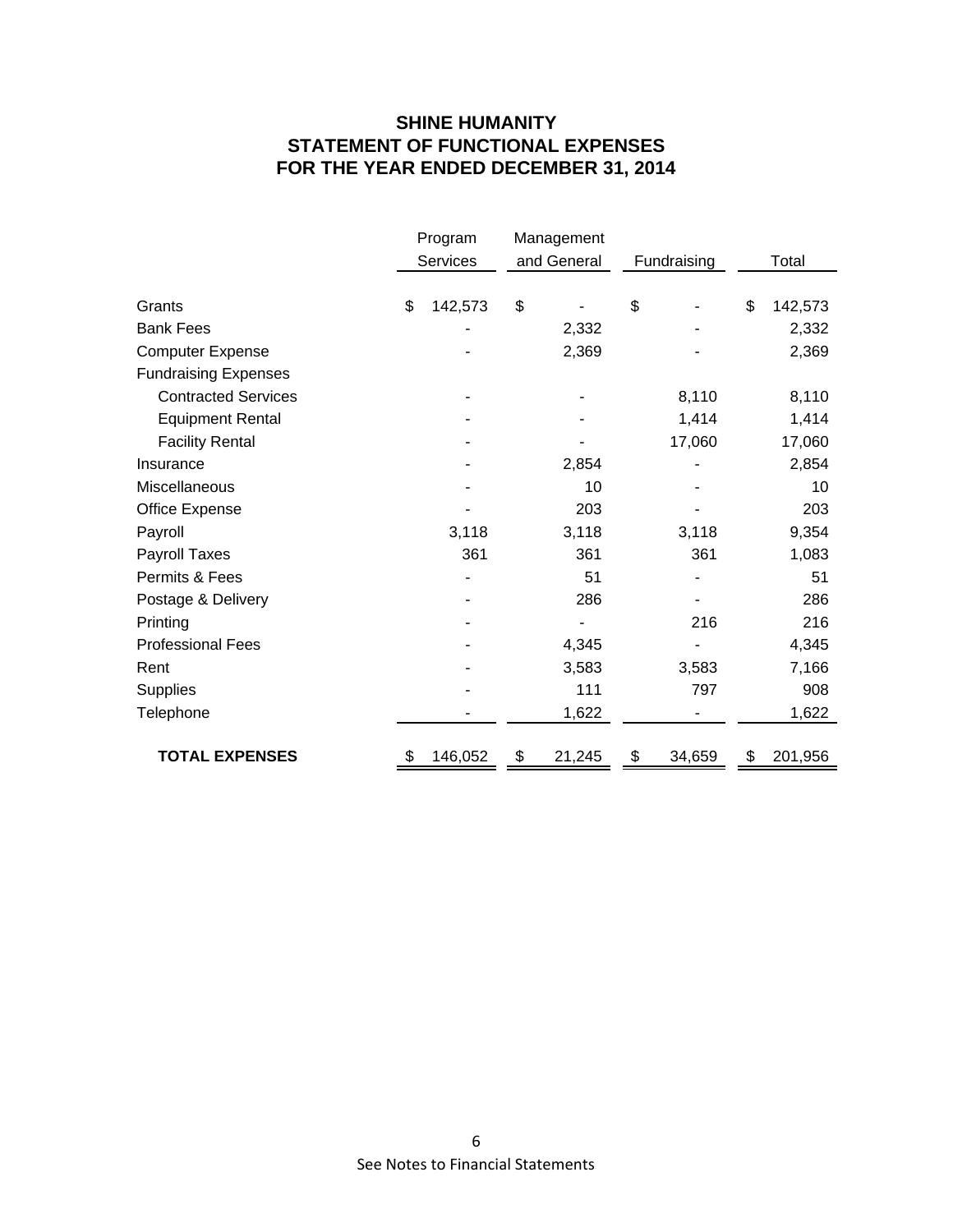# SHINE HUMANITY
## STATEMENT OF FUNCTIONAL EXPENSES
## FOR THE YEAR ENDED DECEMBER 31, 2014

| | Program Services | Management and General | Fundraising | Total |
|---|---|---|---|---|
| Grants | $ 142,573 | $ - | $ - | $ 142,573 |
| Bank Fees | - | 2,332 | - | 2,332 |
| Computer Expense | - | 2,369 | - | 2,369 |
| Fundraising Expenses | | | | |
| Contracted Services | - | - | 8,110 | 8,110 |
| Equipment Rental | - | - | 1,414 | 1,414 |
| Facility Rental | - | - | 17,060 | 17,060 |
| Insurance | - | 2,854 | - | 2,854 |
| Miscellaneous | - | 10 | - | 10 |
| Office Expense | - | 203 | - | 203 |
| Payroll | 3,118 | 3,118 | 3,118 | 9,354 |
| Payroll Taxes | 361 | 361 | 361 | 1,083 |
| Permits & Fees | - | 51 | - | 51 |
| Postage & Delivery | - | 286 | - | 286 |
| Printing | - | - | 216 | 216 |
| Professional Fees | - | 4,345 | - | 4,345 |
| Rent | - | 3,583 | 3,583 | 7,166 |
| Supplies | - | 111 | 797 | 908 |
| Telephone | - | 1,622 | - | 1,622 |
| **TOTAL EXPENSES** | $ 146,052 | $ 21,245 | $ 34,659 | $ 201,956 |

See Notes to Financial Statements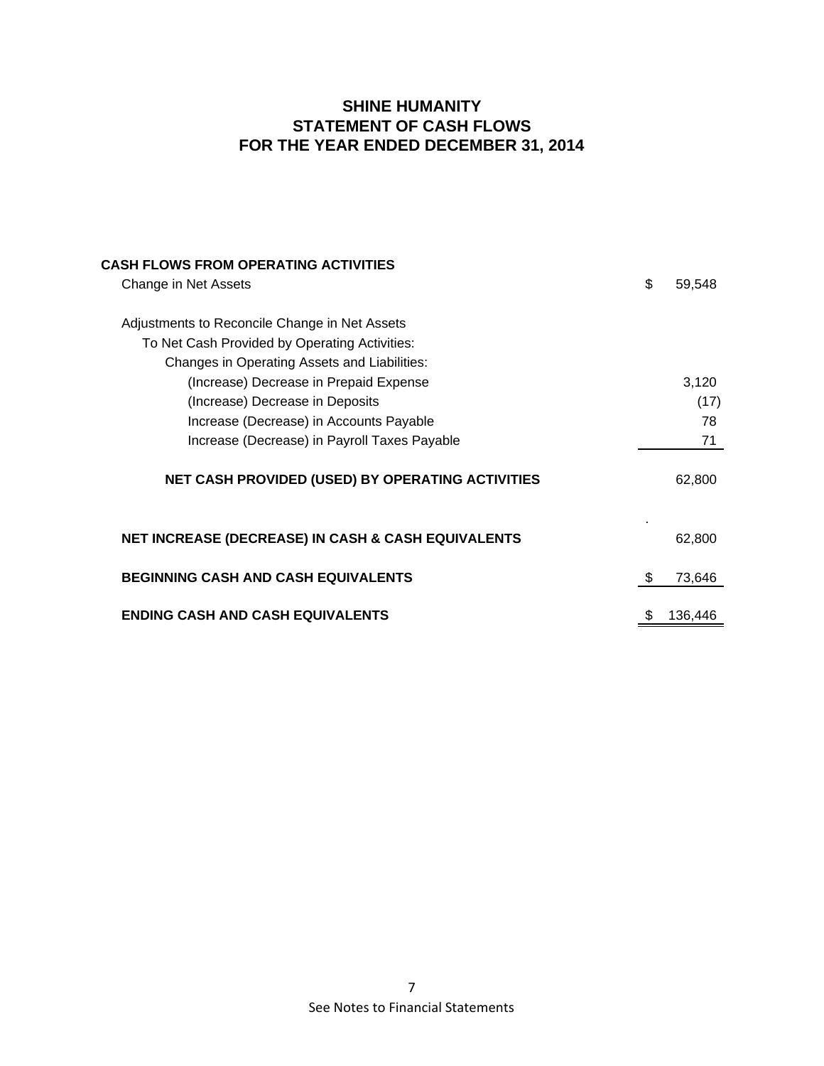# SHINE HUMANITY
## STATEMENT OF CASH FLOWS
## FOR THE YEAR ENDED DECEMBER 31, 2014

| | | |
|---|---|---|
| **CASH FLOWS FROM OPERATING ACTIVITIES** | | |
| Change in Net Assets | $ | 59,548 |
| Adjustments to Reconcile Change in Net Assets | | |
| To Net Cash Provided by Operating Activities: | | |
| Changes in Operating Assets and Liabilities: | | |
| (Increase) Decrease in Prepaid Expense | | 3,120 |
| (Increase) Decrease in Deposits | | (17) |
| Increase (Decrease) in Accounts Payable | | 78 |
| Increase (Decrease) in Payroll Taxes Payable | | 71 |
| **NET CASH PROVIDED (USED) BY OPERATING ACTIVITIES** | | 62,800 |
| **NET INCREASE (DECREASE) IN CASH & CASH EQUIVALENTS** | | 62,800 |
| **BEGINNING CASH AND CASH EQUIVALENTS** | $ | 73,646 |
| **ENDING CASH AND CASH EQUIVALENTS** | $ | 136,446 |

See Notes to Financial Statements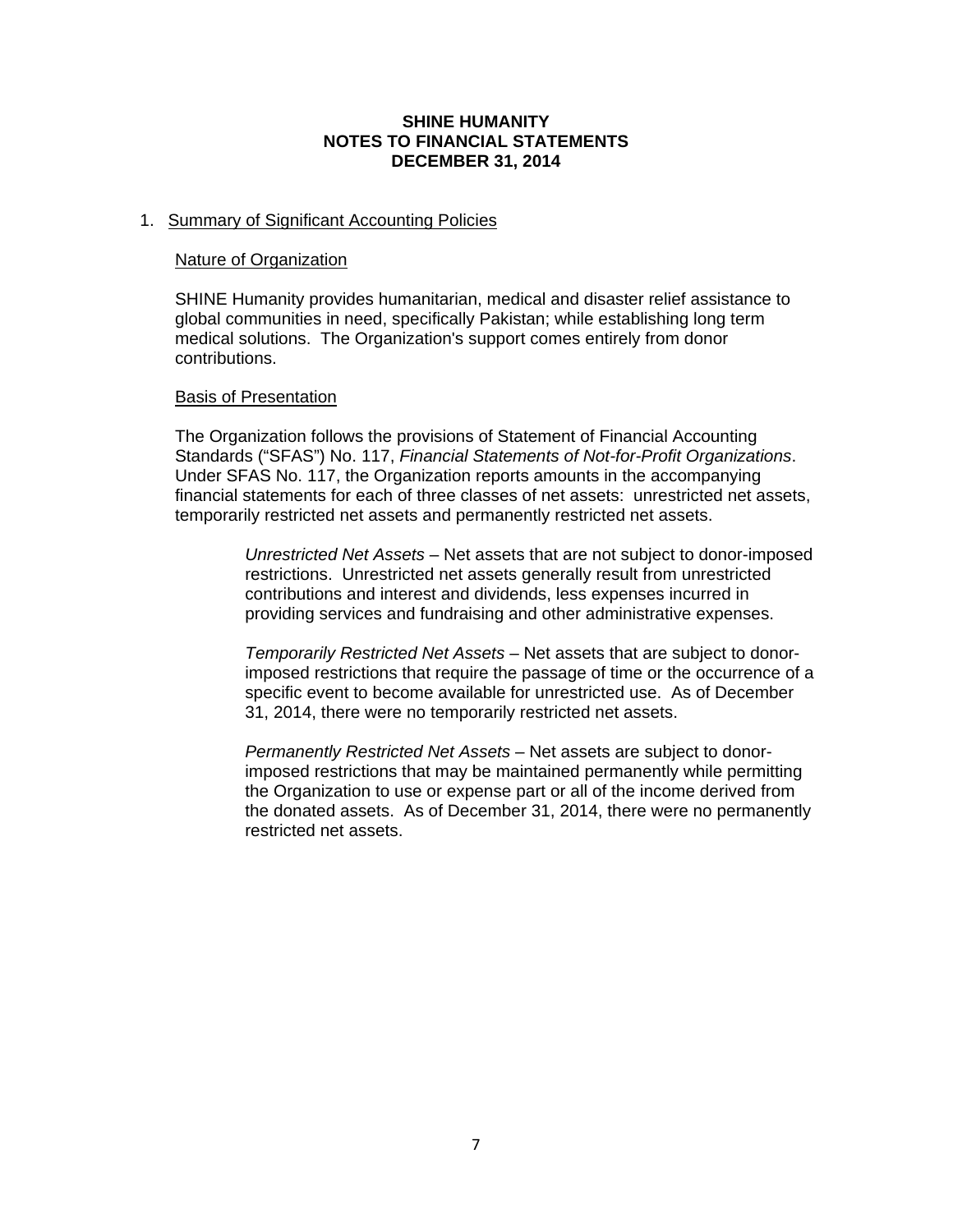# SHINE HUMANITY
## NOTES TO FINANCIAL STATEMENTS
## DECEMBER 31, 2014

1. Summary of Significant Accounting Policies

### Nature of Organization

SHINE Humanity provides humanitarian, medical and disaster relief assistance to global communities in need, specifically Pakistan; while establishing long term medical solutions. The Organization's support comes entirely from donor contributions.

### Basis of Presentation

The Organization follows the provisions of Statement of Financial Accounting Standards ("SFAS") No. 117, *Financial Statements of Not-for-Profit Organizations*. Under SFAS No. 117, the Organization reports amounts in the accompanying financial statements for each of three classes of net assets: unrestricted net assets, temporarily restricted net assets and permanently restricted net assets.

*Unrestricted Net Assets* – Net assets that are not subject to donor-imposed restrictions. Unrestricted net assets generally result from unrestricted contributions and interest and dividends, less expenses incurred in providing services and fundraising and other administrative expenses.

*Temporarily Restricted Net Assets* – Net assets that are subject to donor-imposed restrictions that require the passage of time or the occurrence of a specific event to become available for unrestricted use. As of December 31, 2014, there were no temporarily restricted net assets.

*Permanently Restricted Net Assets* – Net assets are subject to donor-imposed restrictions that may be maintained permanently while permitting the Organization to use or expense part or all of the income derived from the donated assets. As of December 31, 2014, there were no permanently restricted net assets.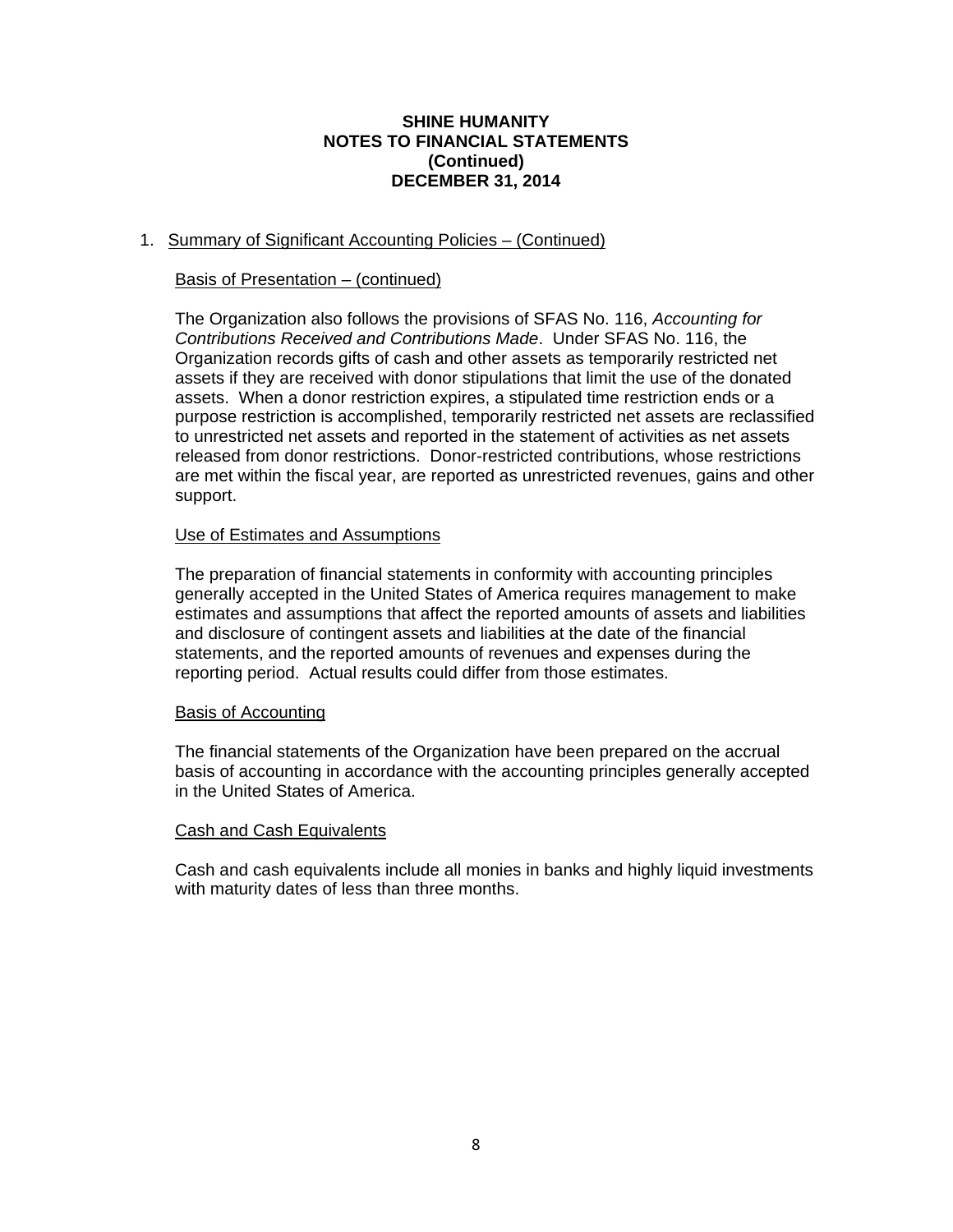# SHINE HUMANITY
## NOTES TO FINANCIAL STATEMENTS
## (Continued)
## DECEMBER 31, 2014

1. Summary of Significant Accounting Policies – (Continued)

   Basis of Presentation – (continued)

   The Organization also follows the provisions of SFAS No. 116, *Accounting for Contributions Received and Contributions Made*. Under SFAS No. 116, the Organization records gifts of cash and other assets as temporarily restricted net assets if they are received with donor stipulations that limit the use of the donated assets. When a donor restriction expires, a stipulated time restriction ends or a purpose restriction is accomplished, temporarily restricted net assets are reclassified to unrestricted net assets and reported in the statement of activities as net assets released from donor restrictions. Donor-restricted contributions, whose restrictions are met within the fiscal year, are reported as unrestricted revenues, gains and other support.

   Use of Estimates and Assumptions

   The preparation of financial statements in conformity with accounting principles generally accepted in the United States of America requires management to make estimates and assumptions that affect the reported amounts of assets and liabilities and disclosure of contingent assets and liabilities at the date of the financial statements, and the reported amounts of revenues and expenses during the reporting period. Actual results could differ from those estimates.

   Basis of Accounting

   The financial statements of the Organization have been prepared on the accrual basis of accounting in accordance with the accounting principles generally accepted in the United States of America.

   Cash and Cash Equivalents

   Cash and cash equivalents include all monies in banks and highly liquid investments with maturity dates of less than three months.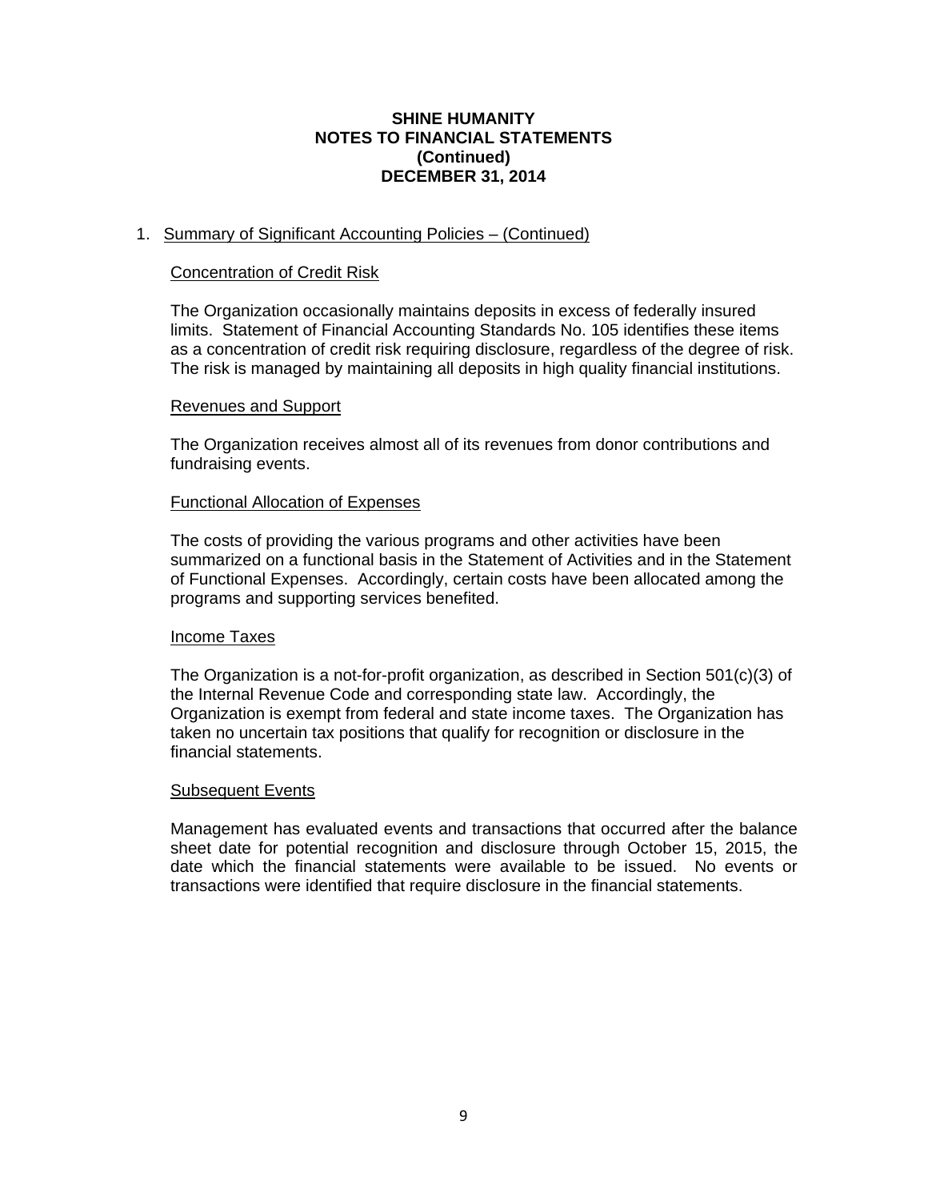# SHINE HUMANITY
## NOTES TO FINANCIAL STATEMENTS
## (Continued)
## DECEMBER 31, 2014

1. Summary of Significant Accounting Policies – (Continued)

### Concentration of Credit Risk

The Organization occasionally maintains deposits in excess of federally insured limits. Statement of Financial Accounting Standards No. 105 identifies these items as a concentration of credit risk requiring disclosure, regardless of the degree of risk. The risk is managed by maintaining all deposits in high quality financial institutions.

### Revenues and Support

The Organization receives almost all of its revenues from donor contributions and fundraising events.

### Functional Allocation of Expenses

The costs of providing the various programs and other activities have been summarized on a functional basis in the Statement of Activities and in the Statement of Functional Expenses. Accordingly, certain costs have been allocated among the programs and supporting services benefited.

### Income Taxes

The Organization is a not-for-profit organization, as described in Section 501(c)(3) of the Internal Revenue Code and corresponding state law. Accordingly, the Organization is exempt from federal and state income taxes. The Organization has taken no uncertain tax positions that qualify for recognition or disclosure in the financial statements.

### Subsequent Events

Management has evaluated events and transactions that occurred after the balance sheet date for potential recognition and disclosure through October 15, 2015, the date which the financial statements were available to be issued. No events or transactions were identified that require disclosure in the financial statements.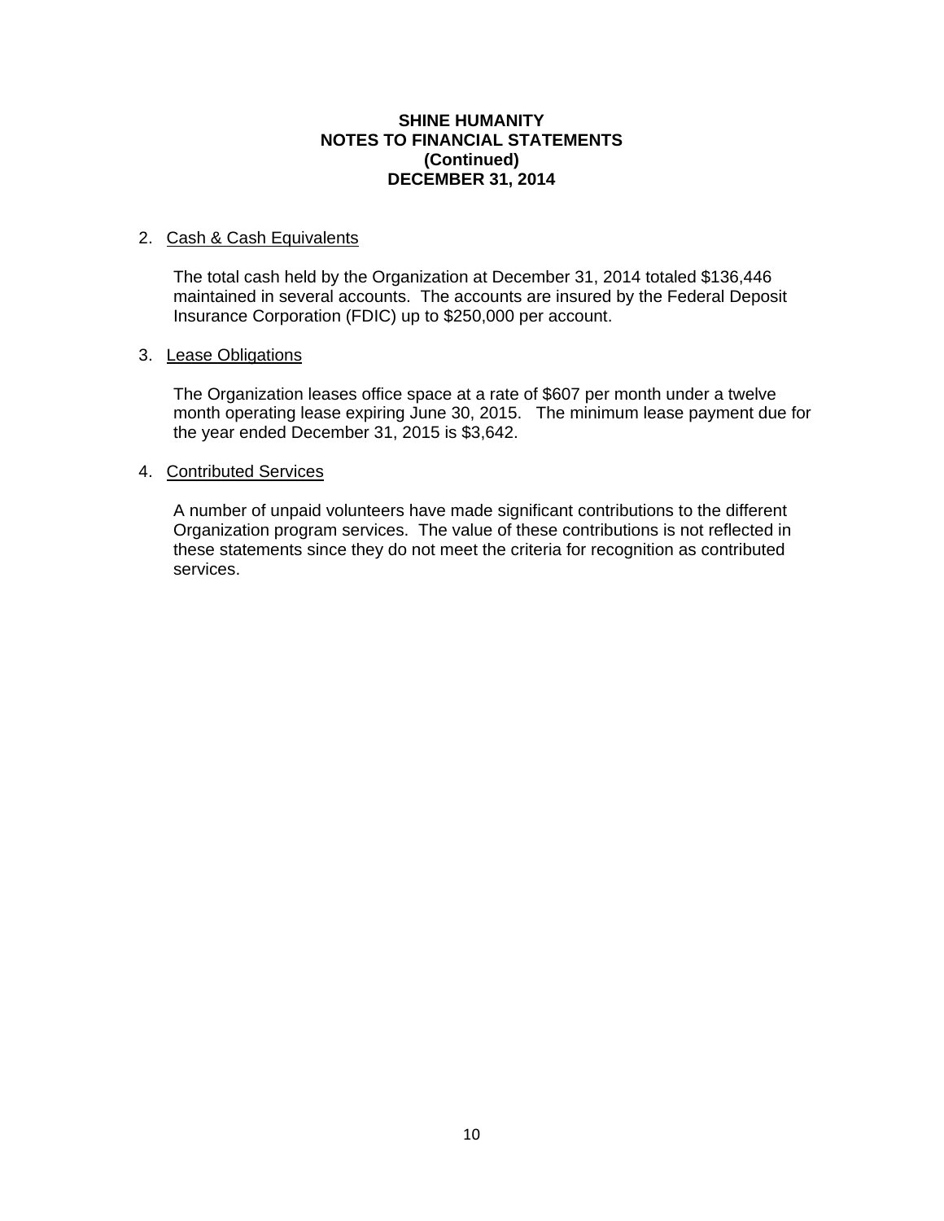**SHINE HUMANITY**
**NOTES TO FINANCIAL STATEMENTS**
**(Continued)**
**DECEMBER 31, 2014**

2. Cash & Cash Equivalents

   The total cash held by the Organization at December 31, 2014 totaled $136,446 maintained in several accounts. The accounts are insured by the Federal Deposit Insurance Corporation (FDIC) up to $250,000 per account.

3. Lease Obligations

   The Organization leases office space at a rate of $607 per month under a twelve month operating lease expiring June 30, 2015. The minimum lease payment due for the year ended December 31, 2015 is $3,642.

4. Contributed Services

   A number of unpaid volunteers have made significant contributions to the different Organization program services. The value of these contributions is not reflected in these statements since they do not meet the criteria for recognition as contributed services.